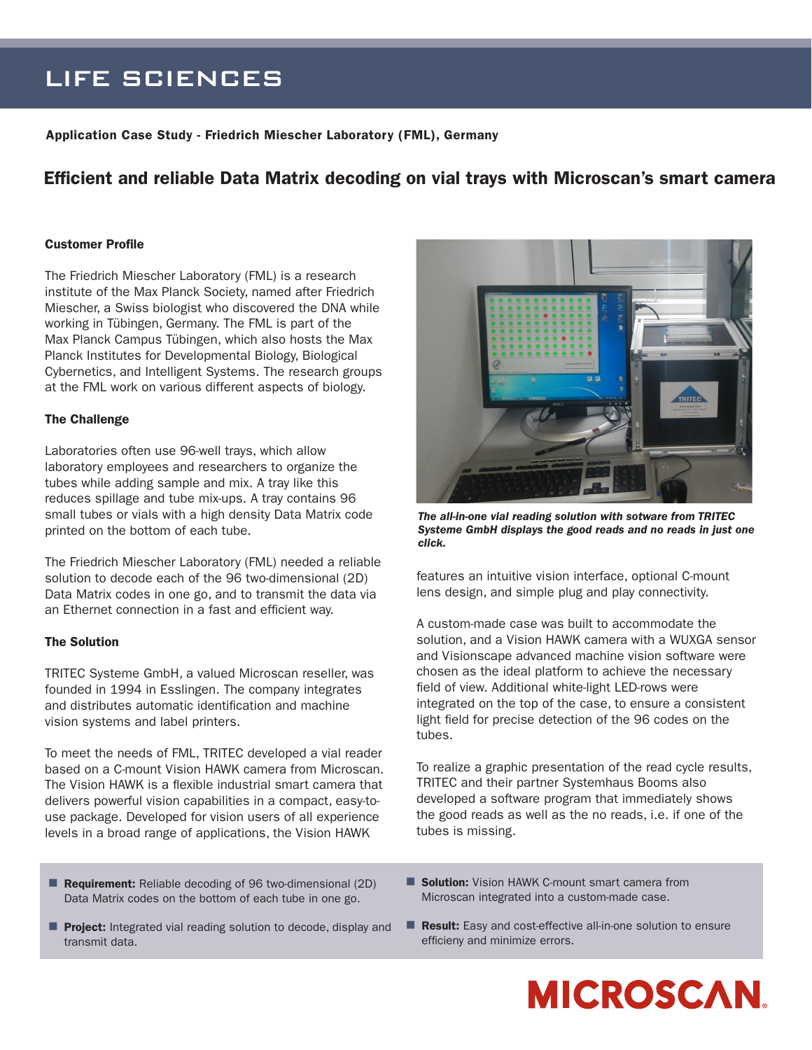# LIFE SCIENCES

**Application Case Study - Friedrich Miescher Laboratory (FML), Germany**

## Efficient and reliable Data Matrix decoding on vial trays with Microscan's smart camera

### Customer Profile

The Friedrich Miescher Laboratory (FML) is a research institute of the Max Planck Society, named after Friedrich Miescher, a Swiss biologist who discovered the DNA while working in Tübingen, Germany. The FML is part of the Max Planck Campus Tübingen, which also hosts the Max Planck Institutes for Developmental Biology, Biological Cybernetics, and Intelligent Systems. The research groups at the FML work on various different aspects of biology.

### The Challenge

Laboratories often use 96-well trays, which allow laboratory employees and researchers to organize the tubes while adding sample and mix. A tray like this reduces spillage and tube mix-ups. A tray contains 96 small tubes or vials with a high density Data Matrix code printed on the bottom of each tube.

The Friedrich Miescher Laboratory (FML) needed a reliable solution to decode each of the 96 two-dimensional (2D) Data Matrix codes in one go, and to transmit the data via an Ethernet connection in a fast and efficient way.

### The Solution

TRITEC Systeme GmbH, a valued Microscan reseller, was founded in 1994 in Esslingen. The company integrates and distributes automatic identification and machine vision systems and label printers.

To meet the needs of FML, TRITEC developed a vial reader based on a C-mount Vision HAWK camera from Microscan. The Vision HAWK is a flexible industrial smart camera that delivers powerful vision capabilities in a compact, easy-to-use package. Developed for vision users of all experience levels in a broad range of applications, the Vision HAWK features an intuitive vision interface, optional C-mount lens design, and simple plug and play connectivity.

*The all-in-one vial reading solution with sotware from TRITEC Systeme GmbH displays the good reads and no reads in just one click.*

A custom-made case was built to accommodate the solution, and a Vision HAWK camera with a WUXGA sensor and Visionscape advanced machine vision software were chosen as the ideal platform to achieve the necessary field of view. Additional white-light LED-rows were integrated on the top of the case, to ensure a consistent light field for precise detection of the 96 codes on the tubes.

To realize a graphic presentation of the read cycle results, TRITEC and their partner Systemhaus Booms also developed a software program that immediately shows the good reads as well as the no reads, i.e. if one of the tubes is missing.

- **Requirement:** Reliable decoding of 96 two-dimensional (2D) Data Matrix codes on the bottom of each tube in one go.
- **Project:** Integrated vial reading solution to decode, display and transmit data.
- **Solution:** Vision HAWK C-mount smart camera from Microscan integrated into a custom-made case.
- **Result:** Easy and cost-effective all-in-one solution to ensure efficieny and minimize errors.

MICROSCAN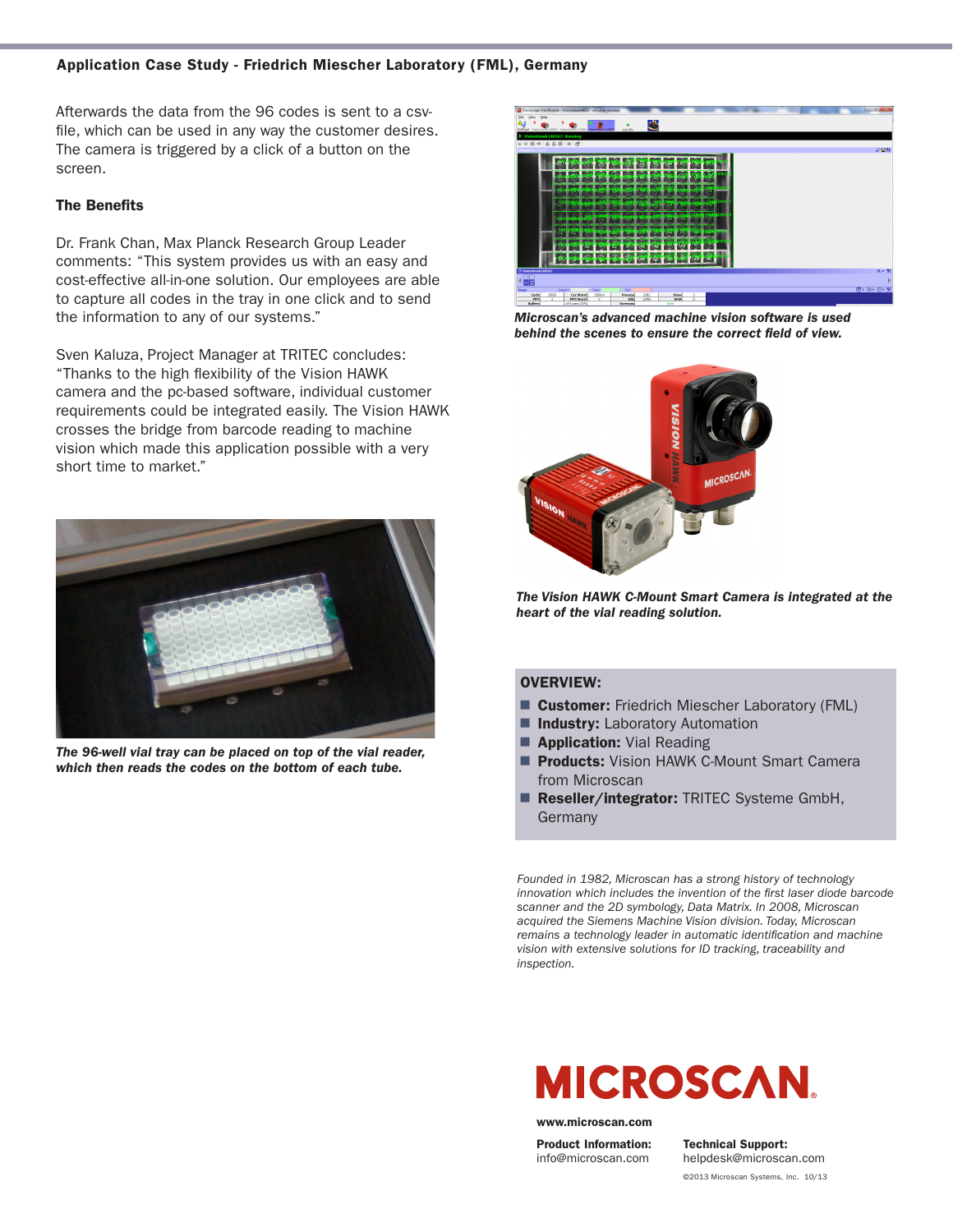Afterwards the data from the 96 codes is sent to a csv-file, which can be used in any way the customer desires. The camera is triggered by a click of a button on the screen.

### The Benefits

Dr. Frank Chan, Max Planck Research Group Leader comments: "This system provides us with an easy and cost-effective all-in-one solution. Our employees are able to capture all codes in the tray in one click and to send the information to any of our systems."

Sven Kaluza, Project Manager at TRITEC concludes: "Thanks to the high flexibility of the Vision HAWK camera and the pc-based software, individual customer requirements could be integrated easily. The Vision HAWK crosses the bridge from barcode reading to machine vision which made this application possible with a very short time to market."

***The 96-well vial tray can be placed on top of the vial reader, which then reads the codes on the bottom of each tube.***

***Microscan's advanced machine vision software is used behind the scenes to ensure the correct field of view.***

***The Vision HAWK C-Mount Smart Camera is integrated at the heart of the vial reading solution.***

### OVERVIEW:

- **Customer:** Friedrich Miescher Laboratory (FML)
- **Industry:** Laboratory Automation
- **Application:** Vial Reading
- **Products:** Vision HAWK C-Mount Smart Camera from Microscan
- **Reseller/integrator:** TRITEC Systeme GmbH, Germany

*Founded in 1982, Microscan has a strong history of technology innovation which includes the invention of the first laser diode barcode scanner and the 2D symbology, Data Matrix. In 2008, Microscan acquired the Siemens Machine Vision division. Today, Microscan remains a technology leader in automatic identification and machine vision with extensive solutions for ID tracking, traceability and inspection.*

MICROSCAN

**www.microscan.com**

**Product Information:**
info@microscan.com

**Technical Support:**
helpdesk@microscan.com

©2013 Microscan Systems, Inc. 10/13